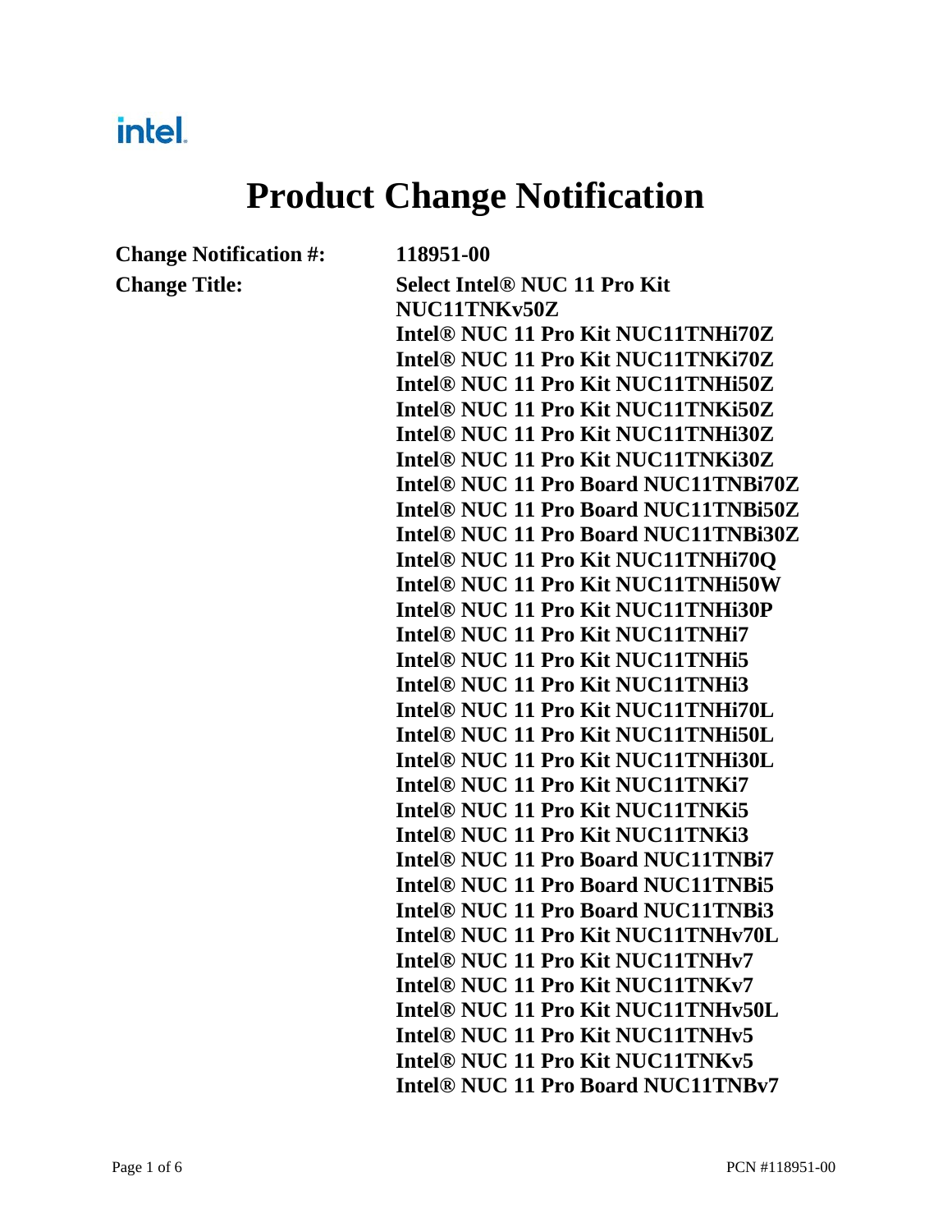intel.

# Product Change Notification

**Change Notification #:** **118951-00**

**Change Title:** **Select Intel® NUC 11 Pro Kit NUC11TNKv50Z**
**Intel® NUC 11 Pro Kit NUC11TNHi70Z**
**Intel® NUC 11 Pro Kit NUC11TNKi70Z**
**Intel® NUC 11 Pro Kit NUC11TNHi50Z**
**Intel® NUC 11 Pro Kit NUC11TNKi50Z**
**Intel® NUC 11 Pro Kit NUC11TNHi30Z**
**Intel® NUC 11 Pro Kit NUC11TNKi30Z**
**Intel® NUC 11 Pro Board NUC11TNBi70Z**
**Intel® NUC 11 Pro Board NUC11TNBi50Z**
**Intel® NUC 11 Pro Board NUC11TNBi30Z**
**Intel® NUC 11 Pro Kit NUC11TNHi70Q**
**Intel® NUC 11 Pro Kit NUC11TNHi50W**
**Intel® NUC 11 Pro Kit NUC11TNHi30P**
**Intel® NUC 11 Pro Kit NUC11TNHi7**
**Intel® NUC 11 Pro Kit NUC11TNHi5**
**Intel® NUC 11 Pro Kit NUC11TNHi3**
**Intel® NUC 11 Pro Kit NUC11TNHi70L**
**Intel® NUC 11 Pro Kit NUC11TNHi50L**
**Intel® NUC 11 Pro Kit NUC11TNHi30L**
**Intel® NUC 11 Pro Kit NUC11TNKi7**
**Intel® NUC 11 Pro Kit NUC11TNKi5**
**Intel® NUC 11 Pro Kit NUC11TNKi3**
**Intel® NUC 11 Pro Board NUC11TNBi7**
**Intel® NUC 11 Pro Board NUC11TNBi5**
**Intel® NUC 11 Pro Board NUC11TNBi3**
**Intel® NUC 11 Pro Kit NUC11TNHv70L**
**Intel® NUC 11 Pro Kit NUC11TNHv7**
**Intel® NUC 11 Pro Kit NUC11TNKv7**
**Intel® NUC 11 Pro Kit NUC11TNHv50L**
**Intel® NUC 11 Pro Kit NUC11TNHv5**
**Intel® NUC 11 Pro Kit NUC11TNKv5**
**Intel® NUC 11 Pro Board NUC11TNBv7**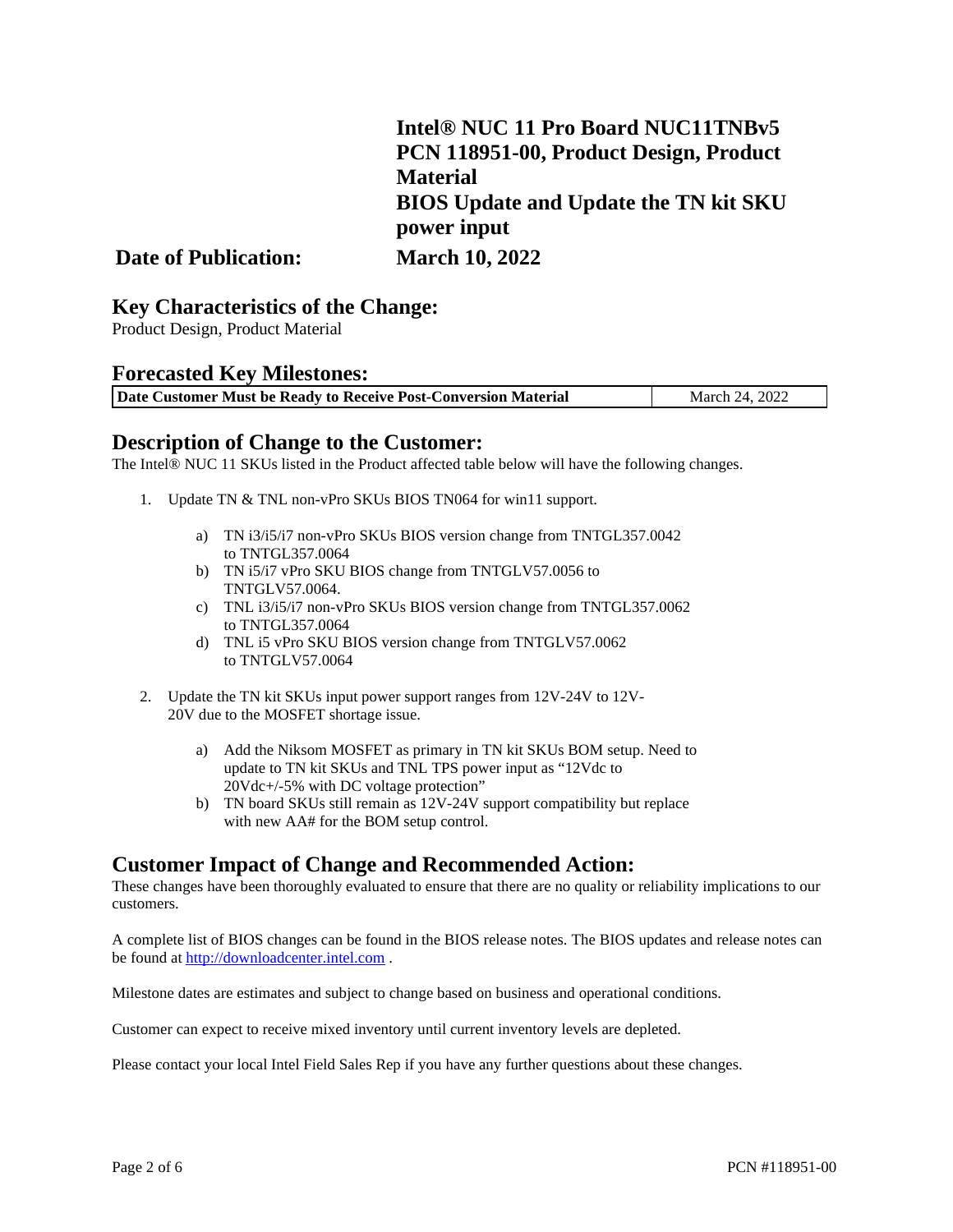# Intel® NUC 11 Pro Board NUC11TNBv5
# PCN 118951-00, Product Design, Product Material
# BIOS Update and Update the TN kit SKU power input

**Date of Publication:** **March 10, 2022**

## Key Characteristics of the Change:

Product Design, Product Material

## Forecasted Key Milestones:

| Date Customer Must be Ready to Receive Post-Conversion Material | March 24, 2022 |
|---|---|

## Description of Change to the Customer:

The Intel® NUC 11 SKUs listed in the Product affected table below will have the following changes.

1. Update TN & TNL non-vPro SKUs BIOS TN064 for win11 support.

   a) TN i3/i5/i7 non-vPro SKUs BIOS version change from TNTGL357.0042 to TNTGL357.0064
   b) TN i5/i7 vPro SKU BIOS change from TNTGLV57.0056 to TNTGLV57.0064.
   c) TNL i3/i5/i7 non-vPro SKUs BIOS version change from TNTGL357.0062 to TNTGL357.0064
   d) TNL i5 vPro SKU BIOS version change from TNTGLV57.0062 to TNTGLV57.0064

2. Update the TN kit SKUs input power support ranges from 12V-24V to 12V-20V due to the MOSFET shortage issue.

   a) Add the Niksom MOSFET as primary in TN kit SKUs BOM setup. Need to update to TN kit SKUs and TNL TPS power input as "12Vdc to 20Vdc+/-5% with DC voltage protection"
   b) TN board SKUs still remain as 12V-24V support compatibility but replace with new AA# for the BOM setup control.

## Customer Impact of Change and Recommended Action:

These changes have been thoroughly evaluated to ensure that there are no quality or reliability implications to our customers.

A complete list of BIOS changes can be found in the BIOS release notes. The BIOS updates and release notes can be found at http://downloadcenter.intel.com .

Milestone dates are estimates and subject to change based on business and operational conditions.

Customer can expect to receive mixed inventory until current inventory levels are depleted.

Please contact your local Intel Field Sales Rep if you have any further questions about these changes.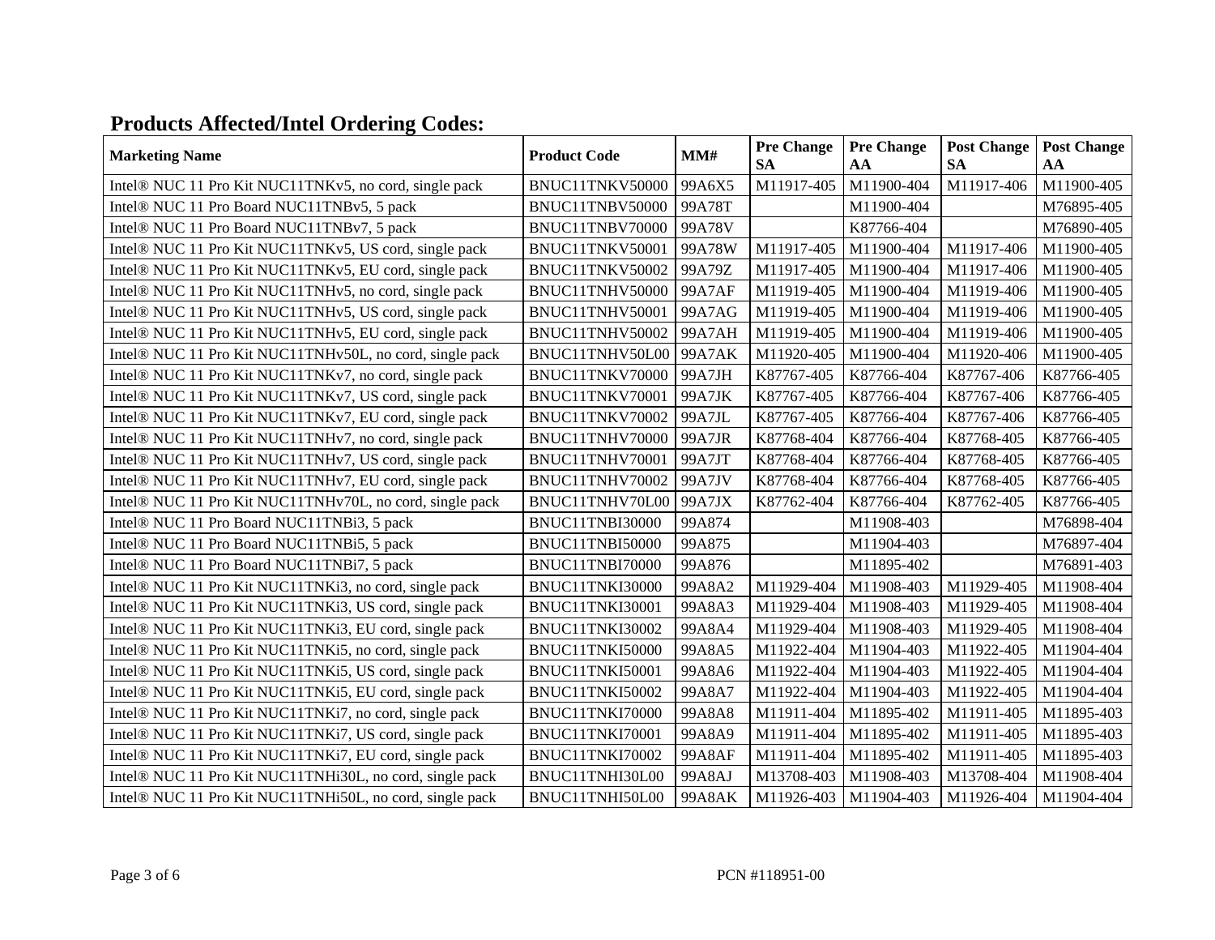## Products Affected/Intel Ordering Codes:

| Marketing Name | Product Code | MM# | Pre Change SA | Pre Change AA | Post Change SA | Post Change AA |
|---|---|---|---|---|---|---|
| Intel® NUC 11 Pro Kit NUC11TNKv5, no cord, single pack | BNUC11TNKV50000 | 99A6X5 | M11917-405 | M11900-404 | M11917-406 | M11900-405 |
| Intel® NUC 11 Pro Board NUC11TNBv5, 5 pack | BNUC11TNBV50000 | 99A78T | | M11900-404 | | M76895-405 |
| Intel® NUC 11 Pro Board NUC11TNBv7, 5 pack | BNUC11TNBV70000 | 99A78V | | K87766-404 | | M76890-405 |
| Intel® NUC 11 Pro Kit NUC11TNKv5, US cord, single pack | BNUC11TNKV50001 | 99A78W | M11917-405 | M11900-404 | M11917-406 | M11900-405 |
| Intel® NUC 11 Pro Kit NUC11TNKv5, EU cord, single pack | BNUC11TNKV50002 | 99A79Z | M11917-405 | M11900-404 | M11917-406 | M11900-405 |
| Intel® NUC 11 Pro Kit NUC11TNHv5, no cord, single pack | BNUC11TNHV50000 | 99A7AF | M11919-405 | M11900-404 | M11919-406 | M11900-405 |
| Intel® NUC 11 Pro Kit NUC11TNHv5, US cord, single pack | BNUC11TNHV50001 | 99A7AG | M11919-405 | M11900-404 | M11919-406 | M11900-405 |
| Intel® NUC 11 Pro Kit NUC11TNHv5, EU cord, single pack | BNUC11TNHV50002 | 99A7AH | M11919-405 | M11900-404 | M11919-406 | M11900-405 |
| Intel® NUC 11 Pro Kit NUC11TNHv50L, no cord, single pack | BNUC11TNHV50L00 | 99A7AK | M11920-405 | M11900-404 | M11920-406 | M11900-405 |
| Intel® NUC 11 Pro Kit NUC11TNKv7, no cord, single pack | BNUC11TNKV70000 | 99A7JH | K87767-405 | K87766-404 | K87767-406 | K87766-405 |
| Intel® NUC 11 Pro Kit NUC11TNKv7, US cord, single pack | BNUC11TNKV70001 | 99A7JK | K87767-405 | K87766-404 | K87767-406 | K87766-405 |
| Intel® NUC 11 Pro Kit NUC11TNKv7, EU cord, single pack | BNUC11TNKV70002 | 99A7JL | K87767-405 | K87766-404 | K87767-406 | K87766-405 |
| Intel® NUC 11 Pro Kit NUC11TNHv7, no cord, single pack | BNUC11TNHV70000 | 99A7JR | K87768-404 | K87766-404 | K87768-405 | K87766-405 |
| Intel® NUC 11 Pro Kit NUC11TNHv7, US cord, single pack | BNUC11TNHV70001 | 99A7JT | K87768-404 | K87766-404 | K87768-405 | K87766-405 |
| Intel® NUC 11 Pro Kit NUC11TNHv7, EU cord, single pack | BNUC11TNHV70002 | 99A7JV | K87768-404 | K87766-404 | K87768-405 | K87766-405 |
| Intel® NUC 11 Pro Kit NUC11TNHv70L, no cord, single pack | BNUC11TNHV70L00 | 99A7JX | K87762-404 | K87766-404 | K87762-405 | K87766-405 |
| Intel® NUC 11 Pro Board NUC11TNBi3, 5 pack | BNUC11TNBI30000 | 99A874 | | M11908-403 | | M76898-404 |
| Intel® NUC 11 Pro Board NUC11TNBi5, 5 pack | BNUC11TNBI50000 | 99A875 | | M11904-403 | | M76897-404 |
| Intel® NUC 11 Pro Board NUC11TNBi7, 5 pack | BNUC11TNBI70000 | 99A876 | | M11895-402 | | M76891-403 |
| Intel® NUC 11 Pro Kit NUC11TNKi3, no cord, single pack | BNUC11TNKI30000 | 99A8A2 | M11929-404 | M11908-403 | M11929-405 | M11908-404 |
| Intel® NUC 11 Pro Kit NUC11TNKi3, US cord, single pack | BNUC11TNKI30001 | 99A8A3 | M11929-404 | M11908-403 | M11929-405 | M11908-404 |
| Intel® NUC 11 Pro Kit NUC11TNKi3, EU cord, single pack | BNUC11TNKI30002 | 99A8A4 | M11929-404 | M11908-403 | M11929-405 | M11908-404 |
| Intel® NUC 11 Pro Kit NUC11TNKi5, no cord, single pack | BNUC11TNKI50000 | 99A8A5 | M11922-404 | M11904-403 | M11922-405 | M11904-404 |
| Intel® NUC 11 Pro Kit NUC11TNKi5, US cord, single pack | BNUC11TNKI50001 | 99A8A6 | M11922-404 | M11904-403 | M11922-405 | M11904-404 |
| Intel® NUC 11 Pro Kit NUC11TNKi5, EU cord, single pack | BNUC11TNKI50002 | 99A8A7 | M11922-404 | M11904-403 | M11922-405 | M11904-404 |
| Intel® NUC 11 Pro Kit NUC11TNKi7, no cord, single pack | BNUC11TNKI70000 | 99A8A8 | M11911-404 | M11895-402 | M11911-405 | M11895-403 |
| Intel® NUC 11 Pro Kit NUC11TNKi7, US cord, single pack | BNUC11TNKI70001 | 99A8A9 | M11911-404 | M11895-402 | M11911-405 | M11895-403 |
| Intel® NUC 11 Pro Kit NUC11TNKi7, EU cord, single pack | BNUC11TNKI70002 | 99A8AF | M11911-404 | M11895-402 | M11911-405 | M11895-403 |
| Intel® NUC 11 Pro Kit NUC11TNHi30L, no cord, single pack | BNUC11TNHI30L00 | 99A8AJ | M13708-403 | M11908-403 | M13708-404 | M11908-404 |
| Intel® NUC 11 Pro Kit NUC11TNHi50L, no cord, single pack | BNUC11TNHI50L00 | 99A8AK | M11926-403 | M11904-403 | M11926-404 | M11904-404 |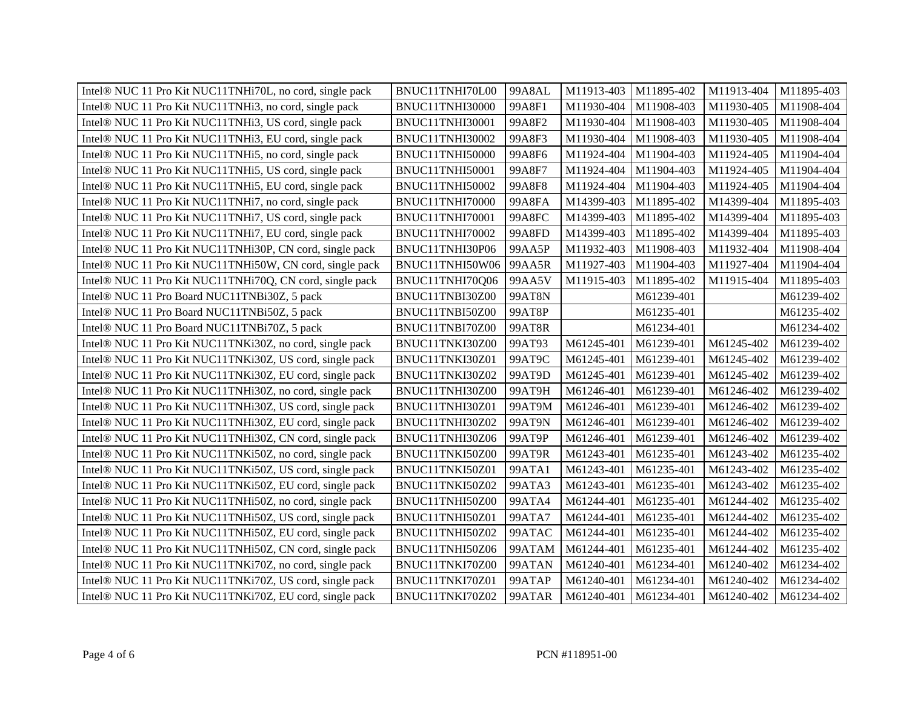| | | | | | | |
|---|---|---|---|---|---|---|
| Intel® NUC 11 Pro Kit NUC11TNHi70L, no cord, single pack | BNUC11TNHI70L00 | 99A8AL | M11913-403 | M11895-402 | M11913-404 | M11895-403 |
| Intel® NUC 11 Pro Kit NUC11TNHi3, no cord, single pack | BNUC11TNHI30000 | 99A8F1 | M11930-404 | M11908-403 | M11930-405 | M11908-404 |
| Intel® NUC 11 Pro Kit NUC11TNHi3, US cord, single pack | BNUC11TNHI30001 | 99A8F2 | M11930-404 | M11908-403 | M11930-405 | M11908-404 |
| Intel® NUC 11 Pro Kit NUC11TNHi3, EU cord, single pack | BNUC11TNHI30002 | 99A8F3 | M11930-404 | M11908-403 | M11930-405 | M11908-404 |
| Intel® NUC 11 Pro Kit NUC11TNHi5, no cord, single pack | BNUC11TNHI50000 | 99A8F6 | M11924-404 | M11904-403 | M11924-405 | M11904-404 |
| Intel® NUC 11 Pro Kit NUC11TNHi5, US cord, single pack | BNUC11TNHI50001 | 99A8F7 | M11924-404 | M11904-403 | M11924-405 | M11904-404 |
| Intel® NUC 11 Pro Kit NUC11TNHi5, EU cord, single pack | BNUC11TNHI50002 | 99A8F8 | M11924-404 | M11904-403 | M11924-405 | M11904-404 |
| Intel® NUC 11 Pro Kit NUC11TNHi7, no cord, single pack | BNUC11TNHI70000 | 99A8FA | M14399-403 | M11895-402 | M14399-404 | M11895-403 |
| Intel® NUC 11 Pro Kit NUC11TNHi7, US cord, single pack | BNUC11TNHI70001 | 99A8FC | M14399-403 | M11895-402 | M14399-404 | M11895-403 |
| Intel® NUC 11 Pro Kit NUC11TNHi7, EU cord, single pack | BNUC11TNHI70002 | 99A8FD | M14399-403 | M11895-402 | M14399-404 | M11895-403 |
| Intel® NUC 11 Pro Kit NUC11TNHi30P, CN cord, single pack | BNUC11TNHI30P06 | 99AA5P | M11932-403 | M11908-403 | M11932-404 | M11908-404 |
| Intel® NUC 11 Pro Kit NUC11TNHi50W, CN cord, single pack | BNUC11TNHI50W06 | 99AA5R | M11927-403 | M11904-403 | M11927-404 | M11904-404 |
| Intel® NUC 11 Pro Kit NUC11TNHi70Q, CN cord, single pack | BNUC11TNHI70Q06 | 99AA5V | M11915-403 | M11895-402 | M11915-404 | M11895-403 |
| Intel® NUC 11 Pro Board NUC11TNBi30Z, 5 pack | BNUC11TNBI30Z00 | 99AT8N | | M61239-401 | | M61239-402 |
| Intel® NUC 11 Pro Board NUC11TNBi50Z, 5 pack | BNUC11TNBI50Z00 | 99AT8P | | M61235-401 | | M61235-402 |
| Intel® NUC 11 Pro Board NUC11TNBi70Z, 5 pack | BNUC11TNBI70Z00 | 99AT8R | | M61234-401 | | M61234-402 |
| Intel® NUC 11 Pro Kit NUC11TNKi30Z, no cord, single pack | BNUC11TNKI30Z00 | 99AT93 | M61245-401 | M61239-401 | M61245-402 | M61239-402 |
| Intel® NUC 11 Pro Kit NUC11TNKi30Z, US cord, single pack | BNUC11TNKI30Z01 | 99AT9C | M61245-401 | M61239-401 | M61245-402 | M61239-402 |
| Intel® NUC 11 Pro Kit NUC11TNKi30Z, EU cord, single pack | BNUC11TNKI30Z02 | 99AT9D | M61245-401 | M61239-401 | M61245-402 | M61239-402 |
| Intel® NUC 11 Pro Kit NUC11TNHi30Z, no cord, single pack | BNUC11TNHI30Z00 | 99AT9H | M61246-401 | M61239-401 | M61246-402 | M61239-402 |
| Intel® NUC 11 Pro Kit NUC11TNHi30Z, US cord, single pack | BNUC11TNHI30Z01 | 99AT9M | M61246-401 | M61239-401 | M61246-402 | M61239-402 |
| Intel® NUC 11 Pro Kit NUC11TNHi30Z, EU cord, single pack | BNUC11TNHI30Z02 | 99AT9N | M61246-401 | M61239-401 | M61246-402 | M61239-402 |
| Intel® NUC 11 Pro Kit NUC11TNHi30Z, CN cord, single pack | BNUC11TNHI30Z06 | 99AT9P | M61246-401 | M61239-401 | M61246-402 | M61239-402 |
| Intel® NUC 11 Pro Kit NUC11TNKi50Z, no cord, single pack | BNUC11TNKI50Z00 | 99AT9R | M61243-401 | M61235-401 | M61243-402 | M61235-402 |
| Intel® NUC 11 Pro Kit NUC11TNKi50Z, US cord, single pack | BNUC11TNKI50Z01 | 99ATA1 | M61243-401 | M61235-401 | M61243-402 | M61235-402 |
| Intel® NUC 11 Pro Kit NUC11TNKi50Z, EU cord, single pack | BNUC11TNKI50Z02 | 99ATA3 | M61243-401 | M61235-401 | M61243-402 | M61235-402 |
| Intel® NUC 11 Pro Kit NUC11TNHi50Z, no cord, single pack | BNUC11TNHI50Z00 | 99ATA4 | M61244-401 | M61235-401 | M61244-402 | M61235-402 |
| Intel® NUC 11 Pro Kit NUC11TNHi50Z, US cord, single pack | BNUC11TNHI50Z01 | 99ATA7 | M61244-401 | M61235-401 | M61244-402 | M61235-402 |
| Intel® NUC 11 Pro Kit NUC11TNHi50Z, EU cord, single pack | BNUC11TNHI50Z02 | 99ATAC | M61244-401 | M61235-401 | M61244-402 | M61235-402 |
| Intel® NUC 11 Pro Kit NUC11TNHi50Z, CN cord, single pack | BNUC11TNHI50Z06 | 99ATAM | M61244-401 | M61235-401 | M61244-402 | M61235-402 |
| Intel® NUC 11 Pro Kit NUC11TNKi70Z, no cord, single pack | BNUC11TNKI70Z00 | 99ATAN | M61240-401 | M61234-401 | M61240-402 | M61234-402 |
| Intel® NUC 11 Pro Kit NUC11TNKi70Z, US cord, single pack | BNUC11TNKI70Z01 | 99ATAP | M61240-401 | M61234-401 | M61240-402 | M61234-402 |
| Intel® NUC 11 Pro Kit NUC11TNKi70Z, EU cord, single pack | BNUC11TNKI70Z02 | 99ATAR | M61240-401 | M61234-401 | M61240-402 | M61234-402 |

PCN #118951-00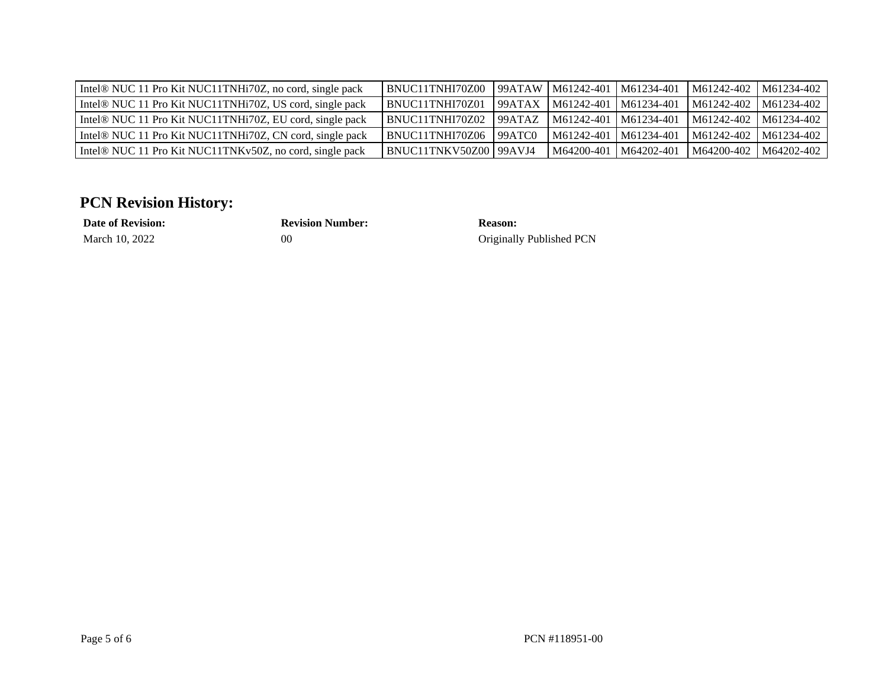| | | | | | | |
|---|---|---|---|---|---|---|
| Intel® NUC 11 Pro Kit NUC11TNHi70Z, no cord, single pack | BNUC11TNHI70Z00 | 99ATAW | M61242-401 | M61234-401 | M61242-402 | M61234-402 |
| Intel® NUC 11 Pro Kit NUC11TNHi70Z, US cord, single pack | BNUC11TNHI70Z01 | 99ATAX | M61242-401 | M61234-401 | M61242-402 | M61234-402 |
| Intel® NUC 11 Pro Kit NUC11TNHi70Z, EU cord, single pack | BNUC11TNHI70Z02 | 99ATAZ | M61242-401 | M61234-401 | M61242-402 | M61234-402 |
| Intel® NUC 11 Pro Kit NUC11TNHi70Z, CN cord, single pack | BNUC11TNHI70Z06 | 99ATC0 | M61242-401 | M61234-401 | M61242-402 | M61234-402 |
| Intel® NUC 11 Pro Kit NUC11TNKv50Z, no cord, single pack | BNUC11TNKV50Z00 | 99AVJ4 | M64200-401 | M64202-401 | M64200-402 | M64202-402 |

## PCN Revision History:

| Date of Revision: | Revision Number: | Reason: |
|---|---|---|
| March 10, 2022 | 00 | Originally Published PCN |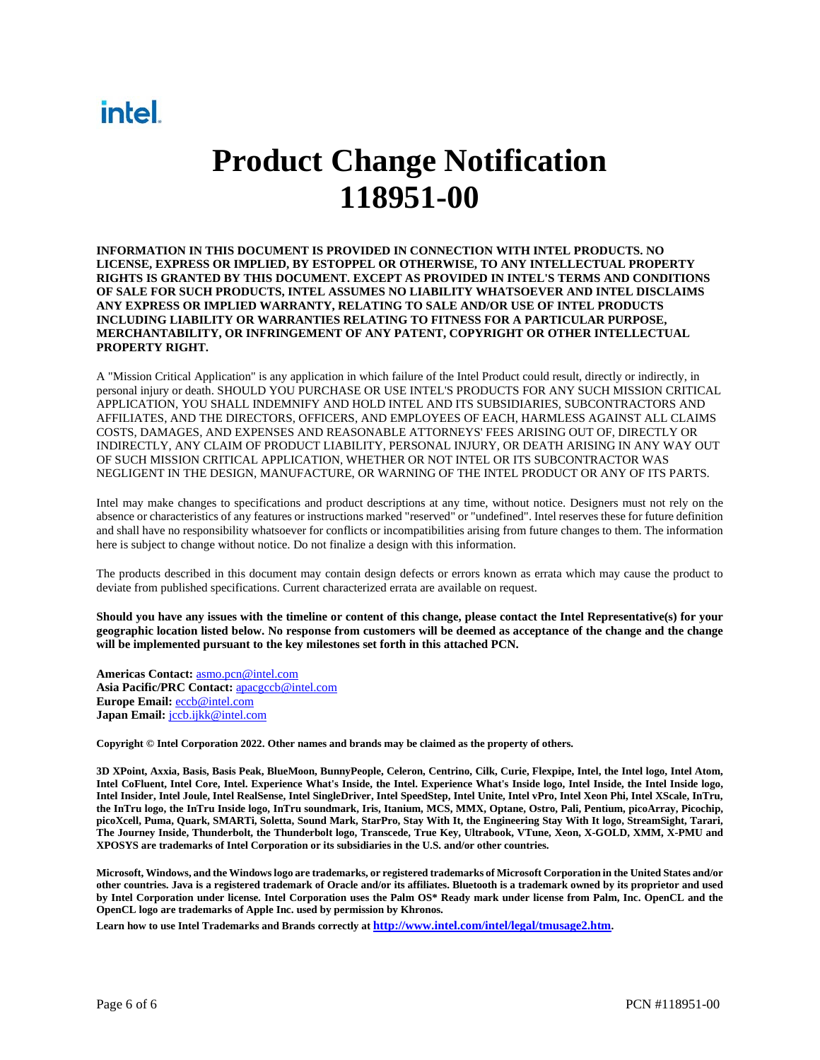intel.

# Product Change Notification 118951-00

**INFORMATION IN THIS DOCUMENT IS PROVIDED IN CONNECTION WITH INTEL PRODUCTS. NO LICENSE, EXPRESS OR IMPLIED, BY ESTOPPEL OR OTHERWISE, TO ANY INTELLECTUAL PROPERTY RIGHTS IS GRANTED BY THIS DOCUMENT. EXCEPT AS PROVIDED IN INTEL'S TERMS AND CONDITIONS OF SALE FOR SUCH PRODUCTS, INTEL ASSUMES NO LIABILITY WHATSOEVER AND INTEL DISCLAIMS ANY EXPRESS OR IMPLIED WARRANTY, RELATING TO SALE AND/OR USE OF INTEL PRODUCTS INCLUDING LIABILITY OR WARRANTIES RELATING TO FITNESS FOR A PARTICULAR PURPOSE, MERCHANTABILITY, OR INFRINGEMENT OF ANY PATENT, COPYRIGHT OR OTHER INTELLECTUAL PROPERTY RIGHT.**

A "Mission Critical Application" is any application in which failure of the Intel Product could result, directly or indirectly, in personal injury or death. SHOULD YOU PURCHASE OR USE INTEL'S PRODUCTS FOR ANY SUCH MISSION CRITICAL APPLICATION, YOU SHALL INDEMNIFY AND HOLD INTEL AND ITS SUBSIDIARIES, SUBCONTRACTORS AND AFFILIATES, AND THE DIRECTORS, OFFICERS, AND EMPLOYEES OF EACH, HARMLESS AGAINST ALL CLAIMS COSTS, DAMAGES, AND EXPENSES AND REASONABLE ATTORNEYS' FEES ARISING OUT OF, DIRECTLY OR INDIRECTLY, ANY CLAIM OF PRODUCT LIABILITY, PERSONAL INJURY, OR DEATH ARISING IN ANY WAY OUT OF SUCH MISSION CRITICAL APPLICATION, WHETHER OR NOT INTEL OR ITS SUBCONTRACTOR WAS NEGLIGENT IN THE DESIGN, MANUFACTURE, OR WARNING OF THE INTEL PRODUCT OR ANY OF ITS PARTS.

Intel may make changes to specifications and product descriptions at any time, without notice. Designers must not rely on the absence or characteristics of any features or instructions marked "reserved" or "undefined". Intel reserves these for future definition and shall have no responsibility whatsoever for conflicts or incompatibilities arising from future changes to them. The information here is subject to change without notice. Do not finalize a design with this information.

The products described in this document may contain design defects or errors known as errata which may cause the product to deviate from published specifications. Current characterized errata are available on request.

**Should you have any issues with the timeline or content of this change, please contact the Intel Representative(s) for your geographic location listed below. No response from customers will be deemed as acceptance of the change and the change will be implemented pursuant to the key milestones set forth in this attached PCN.**

**Americas Contact:** asmo.pcn@intel.com
**Asia Pacific/PRC Contact:** apacgccb@intel.com
**Europe Email:** eccb@intel.com
**Japan Email:** jccb.ijkk@intel.com

**Copyright © Intel Corporation 2022. Other names and brands may be claimed as the property of others.**

**3D XPoint, Axxia, Basis, Basis Peak, BlueMoon, BunnyPeople, Celeron, Centrino, Cilk, Curie, Flexpipe, Intel, the Intel logo, Intel Atom, Intel CoFluent, Intel Core, Intel. Experience What's Inside, the Intel. Experience What's Inside logo, Intel Inside, the Intel Inside logo, Intel Insider, Intel Joule, Intel RealSense, Intel SingleDriver, Intel SpeedStep, Intel Unite, Intel vPro, Intel Xeon Phi, Intel XScale, InTru, the InTru logo, the InTru Inside logo, InTru soundmark, Iris, Itanium, MCS, MMX, Optane, Ostro, Pali, Pentium, picoArray, Picochip, picoXcell, Puma, Quark, SMARTi, Soletta, Sound Mark, StarPro, Stay With It, the Engineering Stay With It logo, StreamSight, Tarari, The Journey Inside, Thunderbolt, the Thunderbolt logo, Transcede, True Key, Ultrabook, VTune, Xeon, X-GOLD, XMM, X-PMU and XPOSYS are trademarks of Intel Corporation or its subsidiaries in the U.S. and/or other countries.**

**Microsoft, Windows, and the Windows logo are trademarks, or registered trademarks of Microsoft Corporation in the United States and/or other countries. Java is a registered trademark of Oracle and/or its affiliates. Bluetooth is a trademark owned by its proprietor and used by Intel Corporation under license. Intel Corporation uses the Palm OS* Ready mark under license from Palm, Inc. OpenCL and the OpenCL logo are trademarks of Apple Inc. used by permission by Khronos.**

**Learn how to use Intel Trademarks and Brands correctly at http://www.intel.com/intel/legal/tmusage2.htm.**